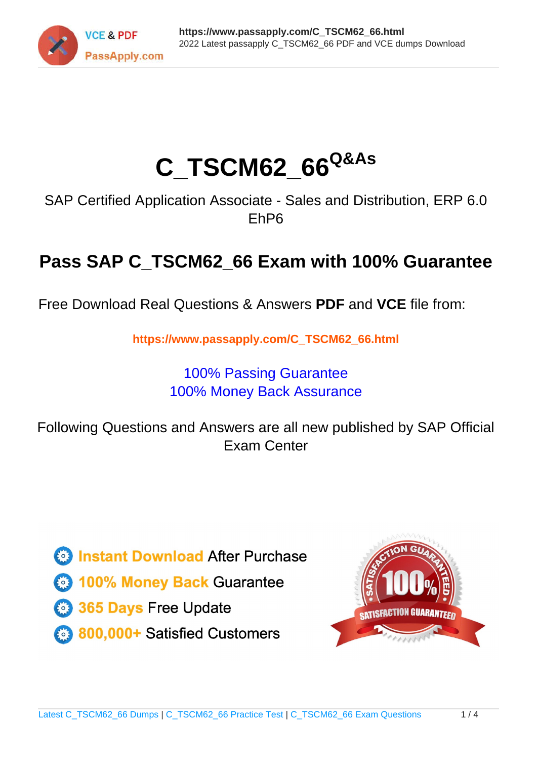# C_TSCM62_66[Q&As]

SAP Certified Application Associate - Sales and Distribution, ERP 6.0 EhP6

## Pass SAP C_TSCM62_66 Exam with 100% Guarantee

Free Download Real Questions & Answers **PDF** and **VCE** file from:

**https://www.passapply.com/C_TSCM62_66.html**

100% Passing Guarantee
100% Money Back Assurance

Following Questions and Answers are all new published by SAP Official Exam Center

- Instant Download After Purchase
- 100% Money Back Guarantee
- 365 Days Free Update
- 800,000+ Satisfied Customers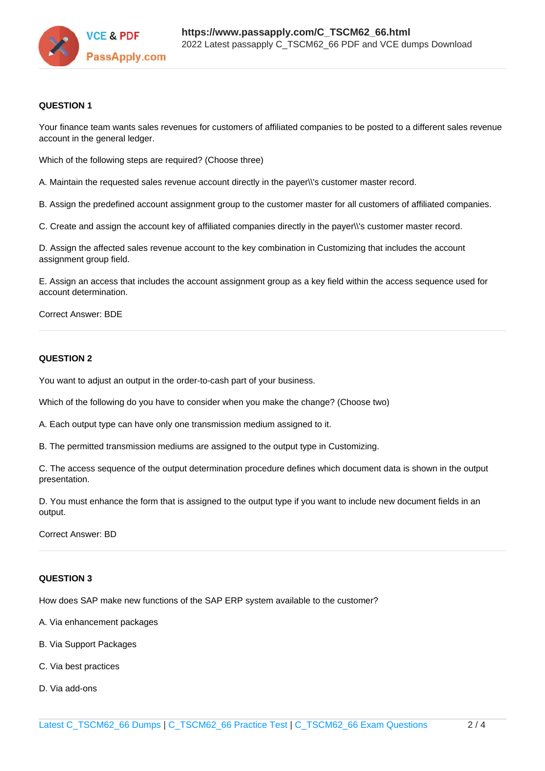**QUESTION 1**

Your finance team wants sales revenues for customers of affiliated companies to be posted to a different sales revenue account in the general ledger.

Which of the following steps are required? (Choose three)

A. Maintain the requested sales revenue account directly in the payer\\'s customer master record.

B. Assign the predefined account assignment group to the customer master for all customers of affiliated companies.

C. Create and assign the account key of affiliated companies directly in the payer\\'s customer master record.

D. Assign the affected sales revenue account to the key combination in Customizing that includes the account assignment group field.

E. Assign an access that includes the account assignment group as a key field within the access sequence used for account determination.

Correct Answer: BDE

**QUESTION 2**

You want to adjust an output in the order-to-cash part of your business.

Which of the following do you have to consider when you make the change? (Choose two)

A. Each output type can have only one transmission medium assigned to it.

B. The permitted transmission mediums are assigned to the output type in Customizing.

C. The access sequence of the output determination procedure defines which document data is shown in the output presentation.

D. You must enhance the form that is assigned to the output type if you want to include new document fields in an output.

Correct Answer: BD

**QUESTION 3**

How does SAP make new functions of the SAP ERP system available to the customer?

A. Via enhancement packages

B. Via Support Packages

C. Via best practices

D. Via add-ons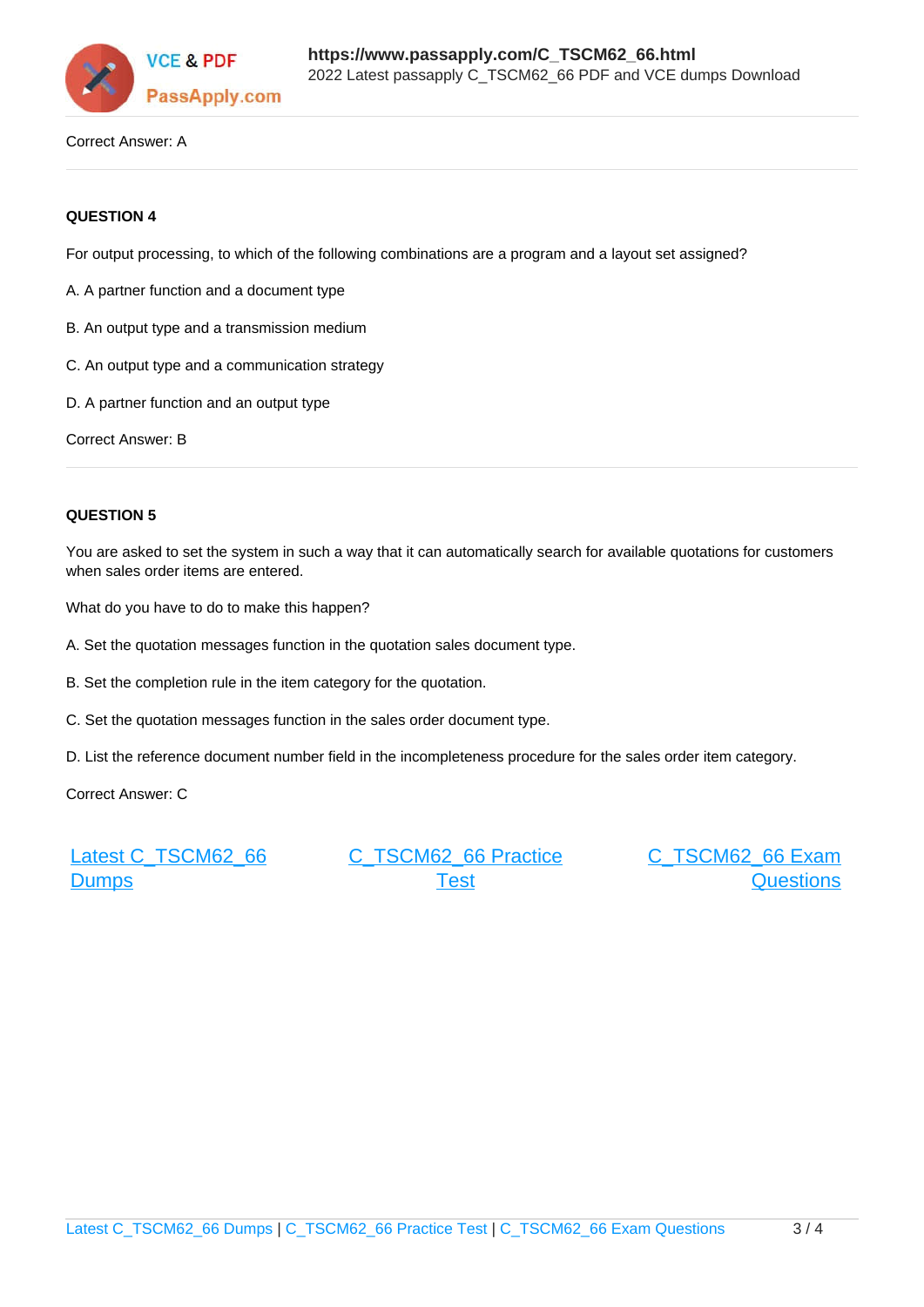Correct Answer: A

**QUESTION 4**

For output processing, to which of the following combinations are a program and a layout set assigned?

A. A partner function and a document type

B. An output type and a transmission medium

C. An output type and a communication strategy

D. A partner function and an output type

Correct Answer: B

**QUESTION 5**

You are asked to set the system in such a way that it can automatically search for available quotations for customers when sales order items are entered.

What do you have to do to make this happen?

A. Set the quotation messages function in the quotation sales document type.

B. Set the completion rule in the item category for the quotation.

C. Set the quotation messages function in the sales order document type.

D. List the reference document number field in the incompleteness procedure for the sales order item category.

Correct Answer: C

[Latest C_TSCM62_66 Dumps](https://www.passapply.com/C_TSCM62_66.html) [C_TSCM62_66 Practice Test](https://www.passapply.com/C_TSCM62_66.html) [C_TSCM62_66 Exam Questions](https://www.passapply.com/C_TSCM62_66.html)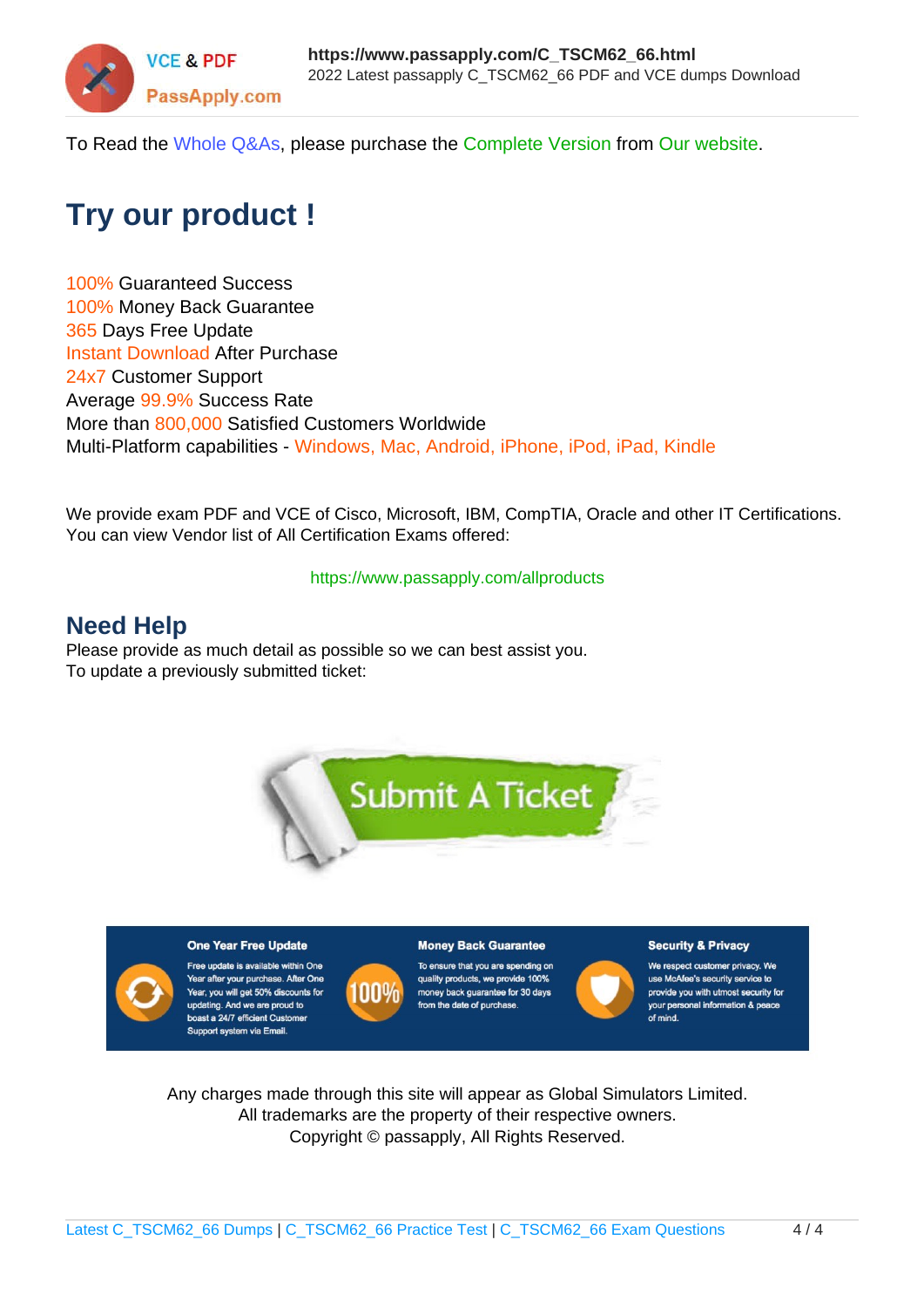To Read the Whole Q&As, please purchase the Complete Version from Our website.

# Try our product !

100% Guaranteed Success
100% Money Back Guarantee
365 Days Free Update
Instant Download After Purchase
24x7 Customer Support
Average 99.9% Success Rate
More than 800,000 Satisfied Customers Worldwide
Multi-Platform capabilities - Windows, Mac, Android, iPhone, iPod, iPad, Kindle

We provide exam PDF and VCE of Cisco, Microsoft, IBM, CompTIA, Oracle and other IT Certifications.
You can view Vendor list of All Certification Exams offered:

https://www.passapply.com/allproducts

## Need Help

Please provide as much detail as possible so we can best assist you.
To update a previously submitted ticket:

Submit A Ticket

**One Year Free Update**
Free update is available within One Year after your purchase. After One Year, you will get 50% discounts for updating. And we are proud to boast a 24/7 efficient Customer Support system via Email.

**Money Back Guarantee**
To ensure that you are spending on quality products, we provide 100% money back guarantee for 30 days from the date of purchase.

**Security & Privacy**
We respect customer privacy. We use McAfee's security service to provide you with utmost security for your personal information & peace of mind.

Any charges made through this site will appear as Global Simulators Limited.
All trademarks are the property of their respective owners.
Copyright © passapply, All Rights Reserved.